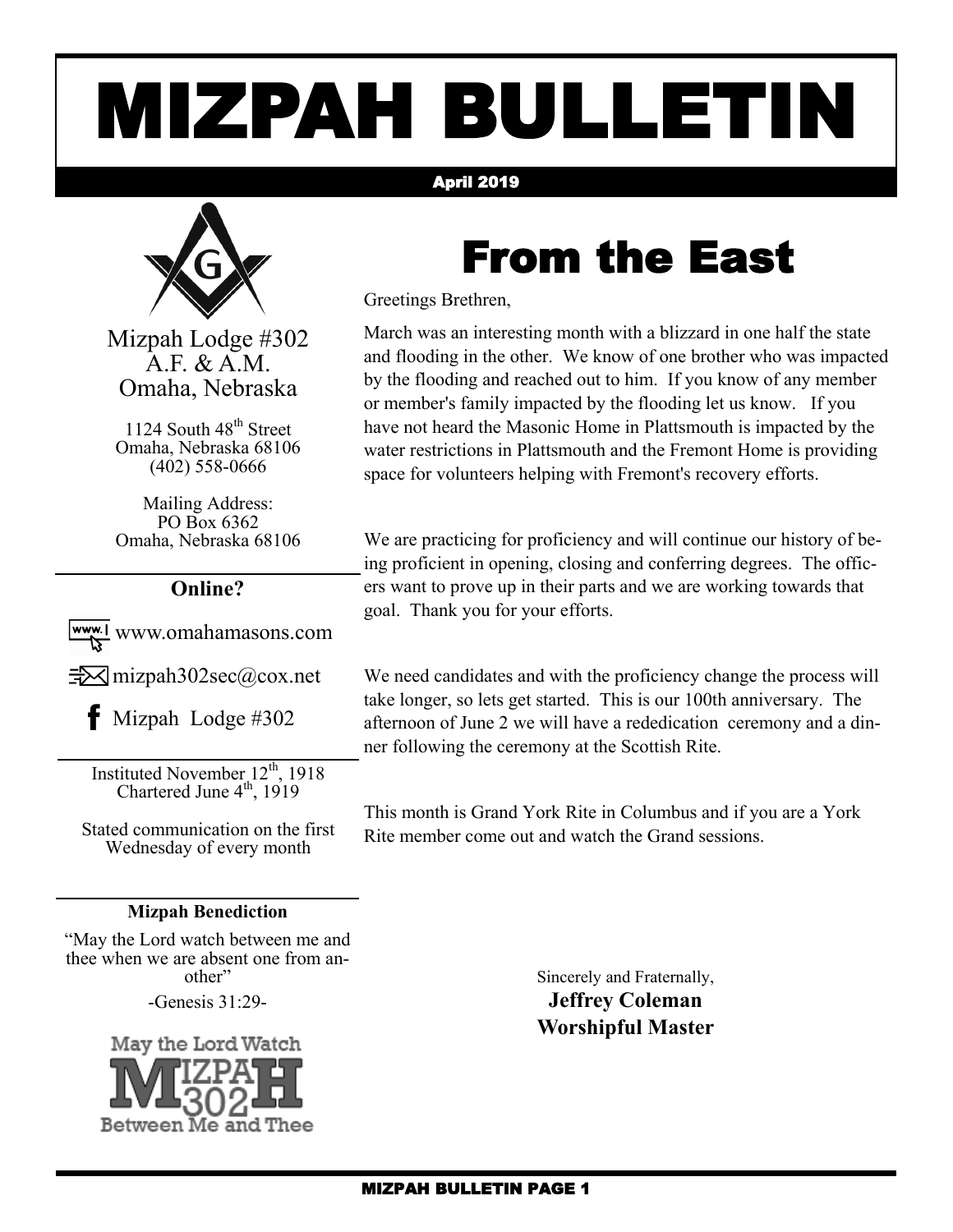# MIZPAH BULLETIN

April 2019

Mizpah Lodge #302
A.F. & A.M.
Omaha, Nebraska

1124 South 48th Street
Omaha, Nebraska 68106
(402) 558-0666

Mailing Address:
PO Box 6362
Omaha, Nebraska 68106

### Online?

www.omahamasons.com

mizpah302sec@cox.net

Mizpah Lodge #302

Instituted November 12th, 1918
Chartered June 4th, 1919

Stated communication on the first Wednesday of every month

**Mizpah Benediction**

"May the Lord watch between me and thee when we are absent one from another"

-Genesis 31:29-

May the Lord Watch
MIZPAH 302
Between Me and Thee

# From the East

Greetings Brethren,

March was an interesting month with a blizzard in one half the state and flooding in the other. We know of one brother who was impacted by the flooding and reached out to him. If you know of any member or member's family impacted by the flooding let us know. If you have not heard the Masonic Home in Plattsmouth is impacted by the water restrictions in Plattsmouth and the Fremont Home is providing space for volunteers helping with Fremont's recovery efforts.

We are practicing for proficiency and will continue our history of being proficient in opening, closing and conferring degrees. The officers want to prove up in their parts and we are working towards that goal. Thank you for your efforts.

We need candidates and with the proficiency change the process will take longer, so lets get started. This is our 100th anniversary. The afternoon of June 2 we will have a rededication ceremony and a dinner following the ceremony at the Scottish Rite.

This month is Grand York Rite in Columbus and if you are a York Rite member come out and watch the Grand sessions.

Sincerely and Fraternally,
**Jeffrey Coleman**
**Worshipful Master**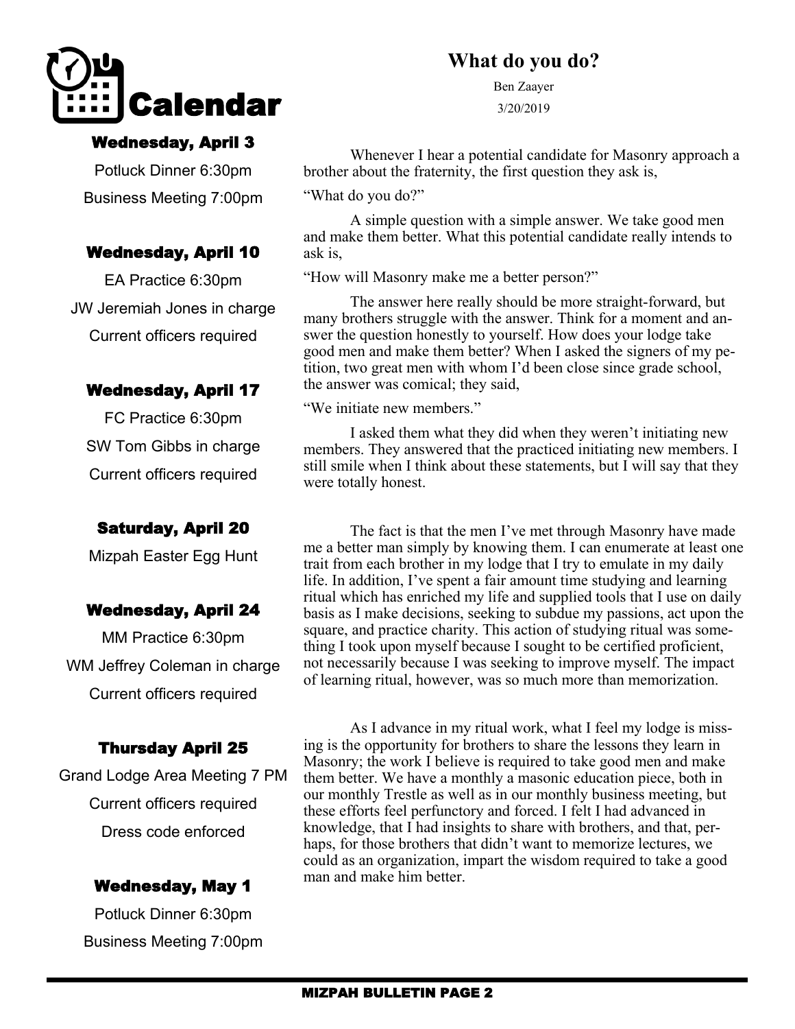# Calendar

### Wednesday, April 3

Potluck Dinner 6:30pm

Business Meeting 7:00pm

### Wednesday, April 10

EA Practice 6:30pm

JW Jeremiah Jones in charge

Current officers required

### Wednesday, April 17

FC Practice 6:30pm

SW Tom Gibbs in charge

Current officers required

### Saturday, April 20

Mizpah Easter Egg Hunt

### Wednesday, April 24

MM Practice 6:30pm

WM Jeffrey Coleman in charge

Current officers required

### Thursday April 25

Grand Lodge Area Meeting 7 PM

Current officers required

Dress code enforced

### Wednesday, May 1

Potluck Dinner 6:30pm

Business Meeting 7:00pm

# What do you do?

Ben Zaayer

3/20/2019

Whenever I hear a potential candidate for Masonry approach a brother about the fraternity, the first question they ask is,

"What do you do?"

A simple question with a simple answer. We take good men and make them better. What this potential candidate really intends to ask is,

"How will Masonry make me a better person?"

The answer here really should be more straight-forward, but many brothers struggle with the answer. Think for a moment and answer the question honestly to yourself. How does your lodge take good men and make them better? When I asked the signers of my petition, two great men with whom I'd been close since grade school, the answer was comical; they said,

"We initiate new members."

I asked them what they did when they weren't initiating new members. They answered that the practiced initiating new members. I still smile when I think about these statements, but I will say that they were totally honest.

The fact is that the men I've met through Masonry have made me a better man simply by knowing them. I can enumerate at least one trait from each brother in my lodge that I try to emulate in my daily life. In addition, I've spent a fair amount time studying and learning ritual which has enriched my life and supplied tools that I use on daily basis as I make decisions, seeking to subdue my passions, act upon the square, and practice charity. This action of studying ritual was something I took upon myself because I sought to be certified proficient, not necessarily because I was seeking to improve myself. The impact of learning ritual, however, was so much more than memorization.

As I advance in my ritual work, what I feel my lodge is missing is the opportunity for brothers to share the lessons they learn in Masonry; the work I believe is required to take good men and make them better. We have a monthly a masonic education piece, both in our monthly Trestle as well as in our monthly business meeting, but these efforts feel perfunctory and forced. I felt I had advanced in knowledge, that I had insights to share with brothers, and that, perhaps, for those brothers that didn't want to memorize lectures, we could as an organization, impart the wisdom required to take a good man and make him better.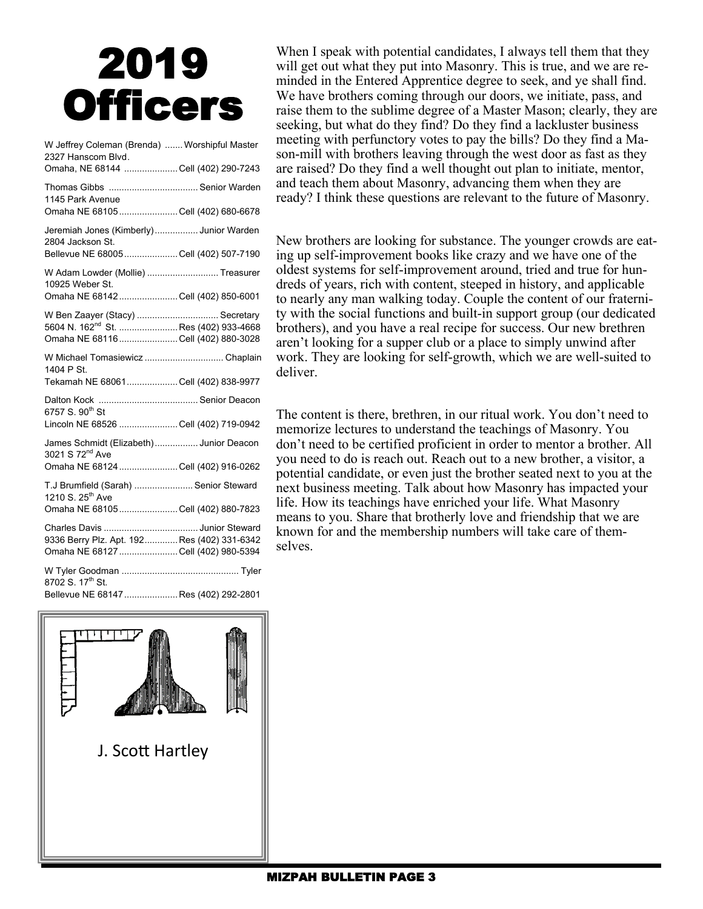# 2019 Officers

W Jeffrey Coleman (Brenda) ....... Worshipful Master
2327 Hanscom Blvd.
Omaha, NE 68144 ..................... Cell (402) 290-7243

Thomas Gibbs .................................. Senior Warden
1145 Park Avenue
Omaha NE 68105 ....................... Cell (402) 680-6678

Jeremiah Jones (Kimberly) ................. Junior Warden
2804 Jackson St.
Bellevue NE 68005 ..................... Cell (402) 507-7190

W Adam Lowder (Mollie) ............................ Treasurer
10925 Weber St.
Omaha NE 68142 ....................... Cell (402) 850-6001

W Ben Zaayer (Stacy) ................................ Secretary
5604 N. 162nd St. ....................... Res (402) 933-4668
Omaha NE 68116 ....................... Cell (402) 880-3028

W Michael Tomasiewicz ............................... Chaplain
1404 P St.
Tekamah NE 68061 .................... Cell (402) 838-9977

Dalton Kock ....................................... Senior Deacon
6757 S. 90th St
Lincoln NE 68526 ....................... Cell (402) 719-0942

James Schmidt (Elizabeth) ................. Junior Deacon
3021 S 72nd Ave
Omaha NE 68124 ....................... Cell (402) 916-0262

T.J Brumfield (Sarah) ....................... Senior Steward
1210 S. 25th Ave
Omaha NE 68105 ....................... Cell (402) 880-7823

Charles Davis ..................................... Junior Steward
9336 Berry Plz. Apt. 192 ............. Res (402) 331-6342
Omaha NE 68127 ....................... Cell (402) 980-5394

W Tyler Goodman .............................................. Tyler
8702 S. 17th St.
Bellevue NE 68147 ..................... Res (402) 292-2801

J. Scott Hartley

When I speak with potential candidates, I always tell them that they will get out what they put into Masonry. This is true, and we are reminded in the Entered Apprentice degree to seek, and ye shall find. We have brothers coming through our doors, we initiate, pass, and raise them to the sublime degree of a Master Mason; clearly, they are seeking, but what do they find? Do they find a lackluster business meeting with perfunctory votes to pay the bills? Do they find a Mason-mill with brothers leaving through the west door as fast as they are raised? Do they find a well thought out plan to initiate, mentor, and teach them about Masonry, advancing them when they are ready? I think these questions are relevant to the future of Masonry.

New brothers are looking for substance. The younger crowds are eating up self-improvement books like crazy and we have one of the oldest systems for self-improvement around, tried and true for hundreds of years, rich with content, steeped in history, and applicable to nearly any man walking today. Couple the content of our fraternity with the social functions and built-in support group (our dedicated brothers), and you have a real recipe for success. Our new brethren aren't looking for a supper club or a place to simply unwind after work. They are looking for self-growth, which we are well-suited to deliver.

The content is there, brethren, in our ritual work. You don't need to memorize lectures to understand the teachings of Masonry. You don't need to be certified proficient in order to mentor a brother. All you need to do is reach out. Reach out to a new brother, a visitor, a potential candidate, or even just the brother seated next to you at the next business meeting. Talk about how Masonry has impacted your life. How its teachings have enriched your life. What Masonry means to you. Share that brotherly love and friendship that we are known for and the membership numbers will take care of themselves.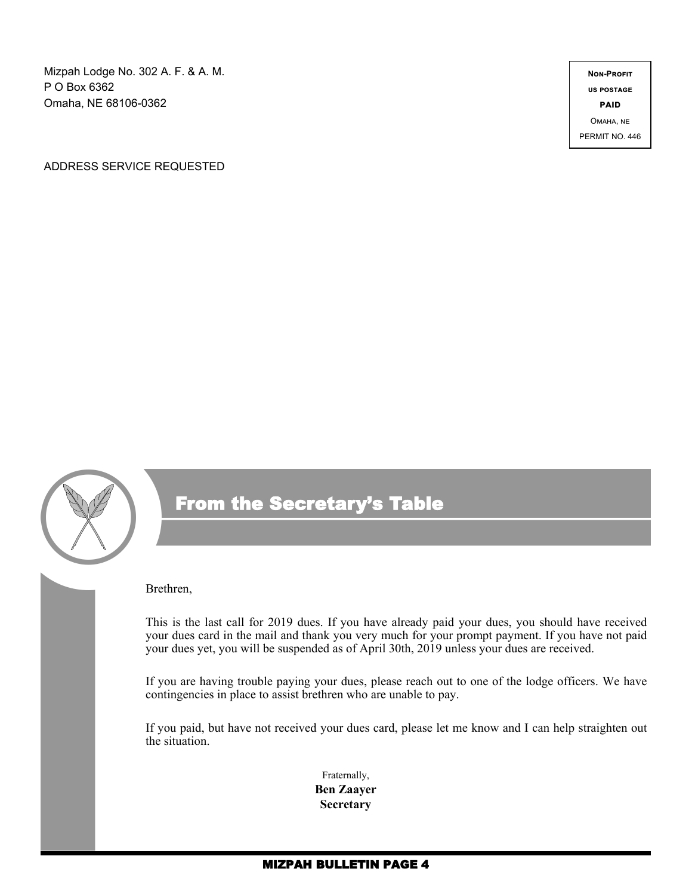Mizpah Lodge No. 302 A. F. & A. M.
P O Box 6362
Omaha, NE 68106-0362

ADDRESS SERVICE REQUESTED

NON-PROFIT
US POSTAGE
PAID
OMAHA, NE
PERMIT NO. 446

## From the Secretary's Table

Brethren,

This is the last call for 2019 dues. If you have already paid your dues, you should have received your dues card in the mail and thank you very much for your prompt payment. If you have not paid your dues yet, you will be suspended as of April 30th, 2019 unless your dues are received.

If you are having trouble paying your dues, please reach out to one of the lodge officers. We have contingencies in place to assist brethren who are unable to pay.

If you paid, but have not received your dues card, please let me know and I can help straighten out the situation.

Fraternally,
**Ben Zaayer**
**Secretary**